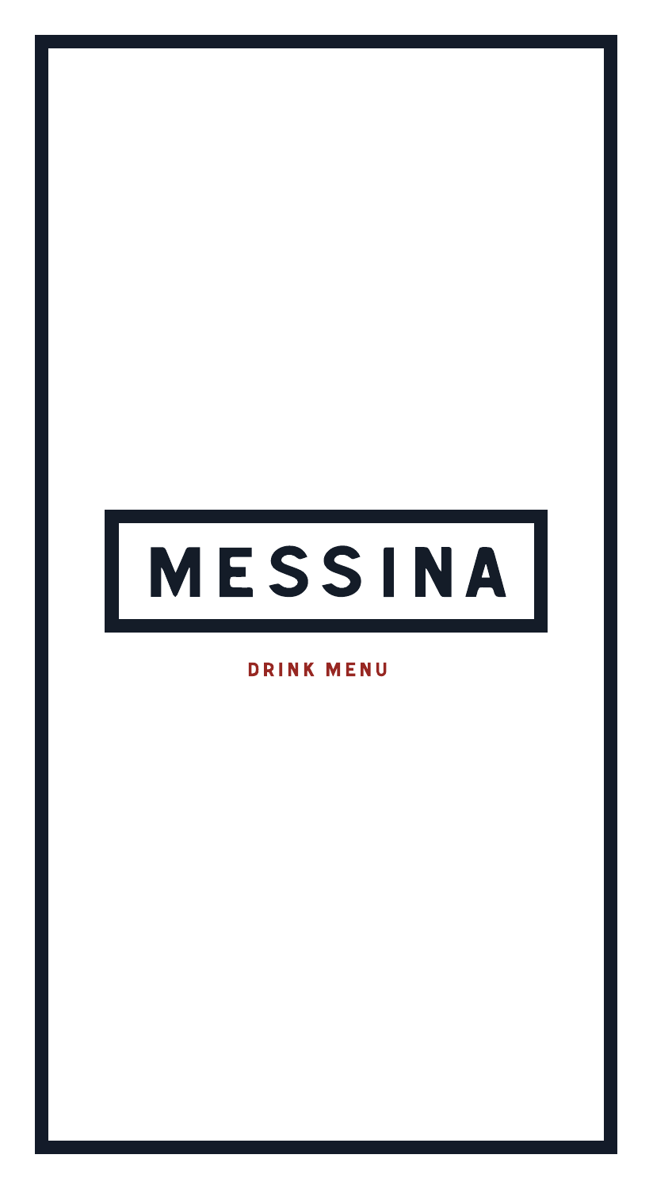# MESSINA

## DRINK MENU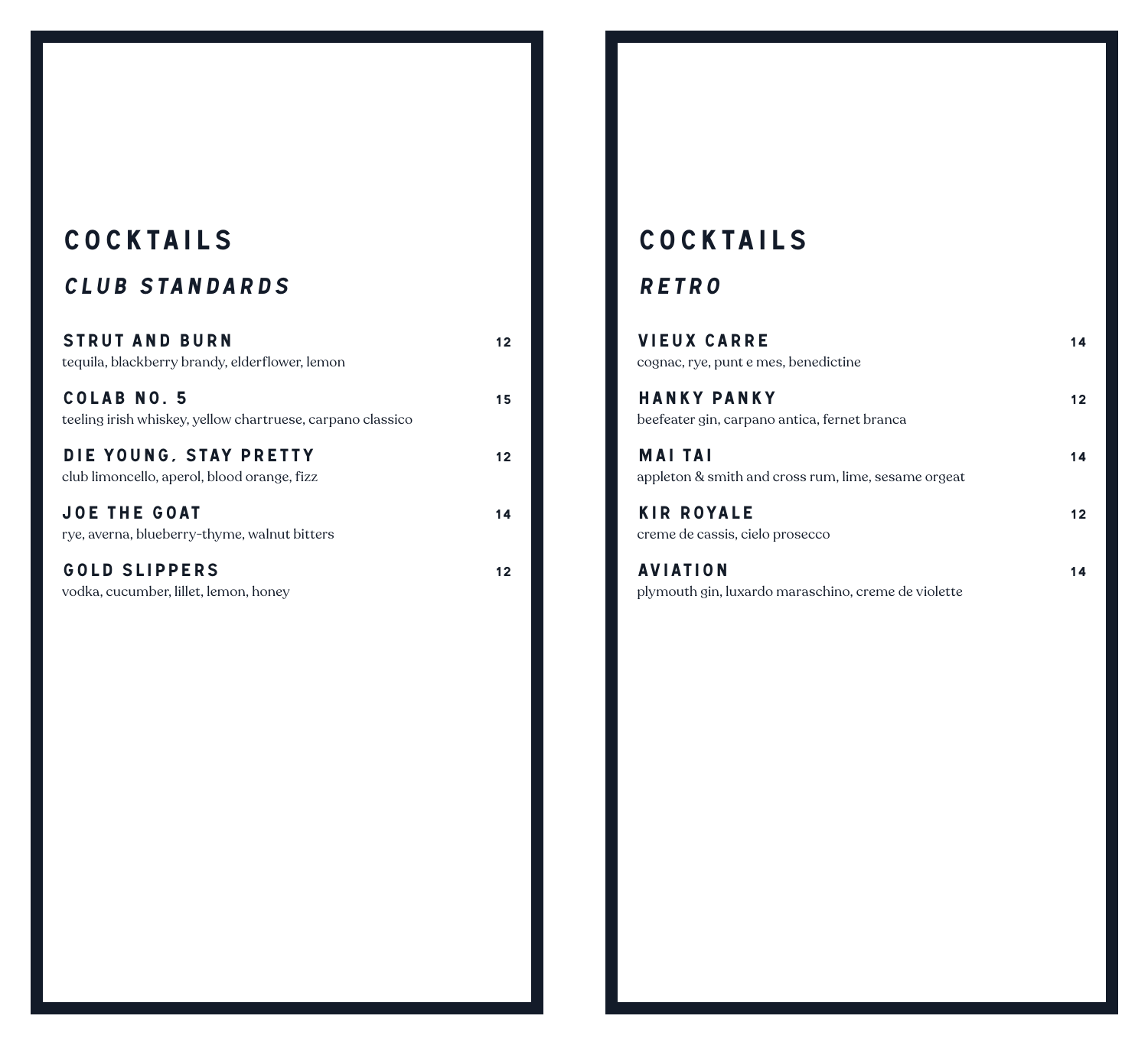# COCKTAILS

## *CLUB STANDARDS*

**STRUT AND BURN** — 12
tequila, blackberry brandy, elderflower, lemon

**COLAB NO. 5** — 15
teeling irish whiskey, yellow chartruese, carpano classico

**DIE YOUNG, STAY PRETTY** — 12
club limoncello, aperol, blood orange, fizz

**JOE THE GOAT** — 14
rye, averna, blueberry-thyme, walnut bitters

**GOLD SLIPPERS** — 12
vodka, cucumber, lillet, lemon, honey

# COCKTAILS

## *RETRO*

**VIEUX CARRE** — 14
cognac, rye, punt e mes, benedictine

**HANKY PANKY** — 12
beefeater gin, carpano antica, fernet branca

**MAI TAI** — 14
appleton & smith and cross rum, lime, sesame orgeat

**KIR ROYALE** — 12
creme de cassis, cielo prosecco

**AVIATION** — 14
plymouth gin, luxardo maraschino, creme de violette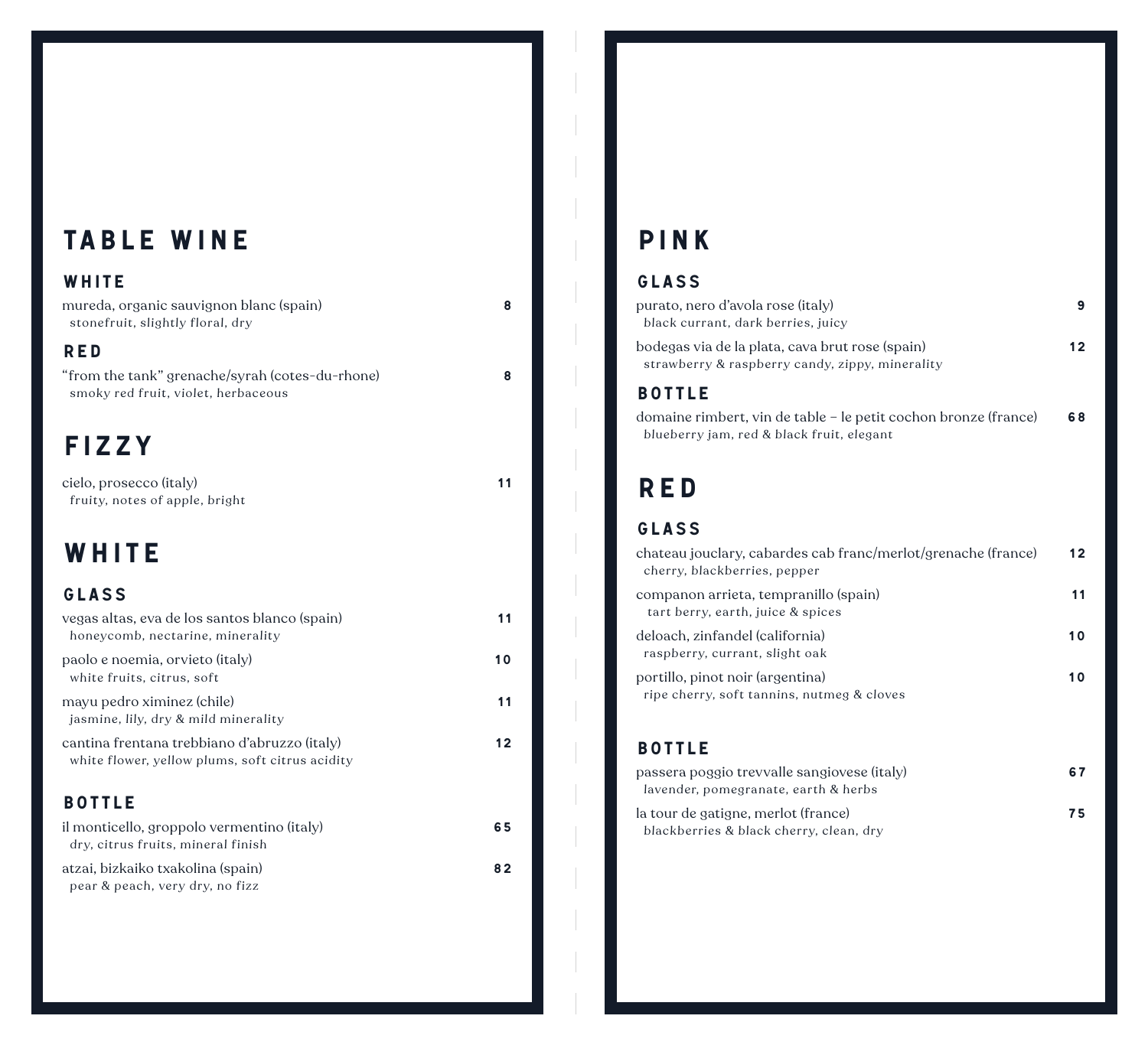# TABLE WINE

### WHITE

mureda, organic sauvignon blanc (spain) **8**
*stonefruit, slightly floral, dry*

### RED

"from the tank" grenache/syrah (cotes-du-rhone) **8**
*smoky red fruit, violet, herbaceous*

# FIZZY

cielo, prosecco (italy) **11**
*fruity, notes of apple, bright*

# WHITE

### GLASS

vegas altas, eva de los santos blanco (spain) **11**
*honeycomb, nectarine, minerality*

paolo e noemia, orvieto (italy) **10**
*white fruits, citrus, soft*

mayu pedro ximinez (chile) **11**
*jasmine, lily, dry & mild minerality*

cantina frentana trebbiano d'abruzzo (italy) **12**
*white flower, yellow plums, soft citrus acidity*

### BOTTLE

il monticello, groppolo vermentino (italy) **65**
*dry, citrus fruits, mineral finish*

atzai, bizkaiko txakolina (spain) **82**
*pear & peach, very dry, no fizz*

# PINK

### GLASS

purato, nero d'avola rose (italy) **9**
*black currant, dark berries, juicy*

bodegas via de la plata, cava brut rose (spain) **12**
*strawberry & raspberry candy, zippy, minerality*

### BOTTLE

domaine rimbert, vin de table – le petit cochon bronze (france) **68**
*blueberry jam, red & black fruit, elegant*

# RED

### GLASS

chateau jouclary, cabardes cab franc/merlot/grenache (france) **12**
*cherry, blackberries, pepper*

companon arrieta, tempranillo (spain) **11**
*tart berry, earth, juice & spices*

deloach, zinfandel (california) **10**
*raspberry, currant, slight oak*

portillo, pinot noir (argentina) **10**
*ripe cherry, soft tannins, nutmeg & cloves*

### BOTTLE

passera poggio trevvalle sangiovese (italy) **67**
*lavender, pomegranate, earth & herbs*

la tour de gatigne, merlot (france) **75**
*blackberries & black cherry, clean, dry*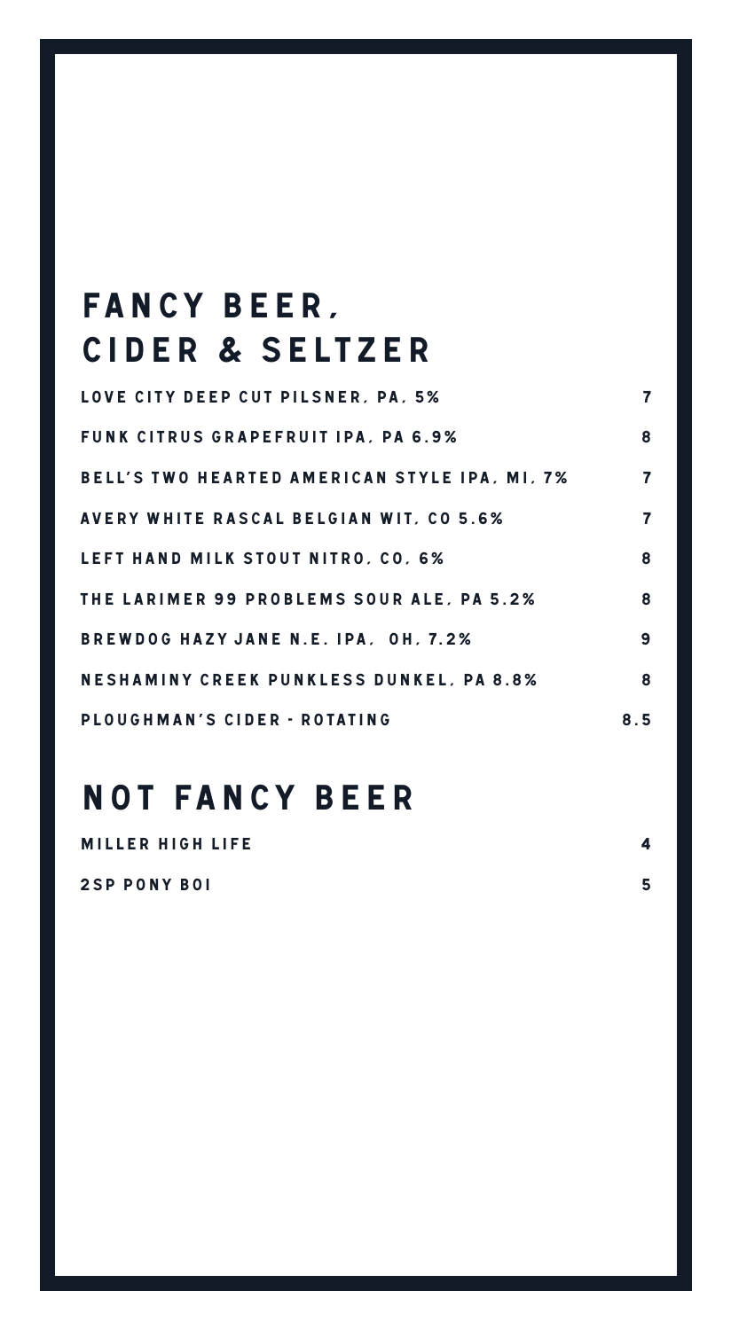## FANCY BEER, CIDER & SELTZER

| | |
|---|---|
| LOVE CITY DEEP CUT PILSNER, PA, 5% | 7 |
| FUNK CITRUS GRAPEFRUIT IPA, PA 6.9% | 8 |
| BELL'S TWO HEARTED AMERICAN STYLE IPA, MI, 7% | 7 |
| AVERY WHITE RASCAL BELGIAN WIT, CO 5.6% | 7 |
| LEFT HAND MILK STOUT NITRO, CO, 6% | 8 |
| THE LARIMER 99 PROBLEMS SOUR ALE, PA 5.2% | 8 |
| BREWDOG HAZY JANE N.E. IPA, OH, 7.2% | 9 |
| NESHAMINY CREEK PUNKLESS DUNKEL, PA 8.8% | 8 |
| PLOUGHMAN'S CIDER - ROTATING | 8.5 |

## NOT FANCY BEER

| | |
|---|---|
| MILLER HIGH LIFE | 4 |
| 2SP PONY BOI | 5 |